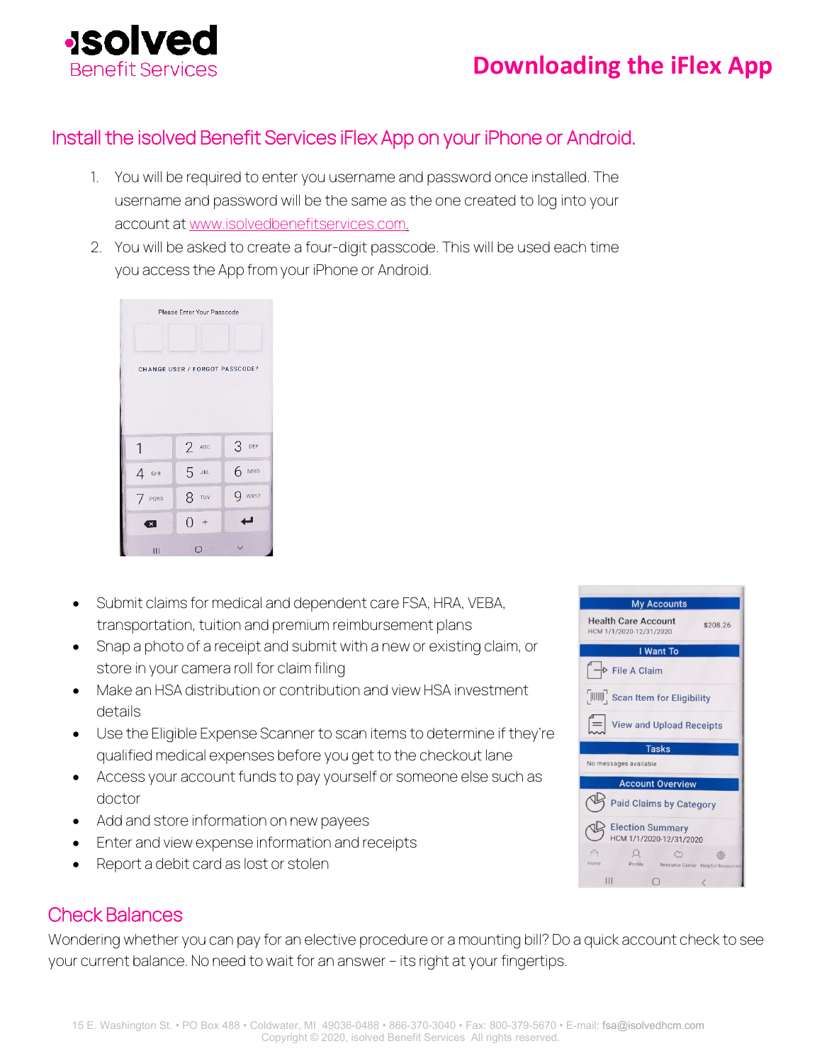# Downloading the iFlex App

## Install the isolved Benefit Services iFlex App on your iPhone or Android.

1. You will be required to enter you username and password once installed. The username and password will be the same as the one created to log into your account at www.isolvedbenefitservices.com.
2. You will be asked to create a four-digit passcode. This will be used each time you access the App from your iPhone or Android.

- Submit claims for medical and dependent care FSA, HRA, VEBA, transportation, tuition and premium reimbursement plans
- Snap a photo of a receipt and submit with a new or existing claim, or store in your camera roll for claim filing
- Make an HSA distribution or contribution and view HSA investment details
- Use the Eligible Expense Scanner to scan items to determine if they're qualified medical expenses before you get to the checkout lane
- Access your account funds to pay yourself or someone else such as doctor
- Add and store information on new payees
- Enter and view expense information and receipts
- Report a debit card as lost or stolen

## Check Balances

Wondering whether you can pay for an elective procedure or a mounting bill? Do a quick account check to see your current balance. No need to wait for an answer – its right at your fingertips.

15 E. Washington St. • PO Box 488 • Coldwater, MI 49036-0488 • 866-370-3040 • Fax: 800-379-5670 • E-mail: fsa@isolvedhcm.com
Copyright © 2020, isolved Benefit Services All rights reserved.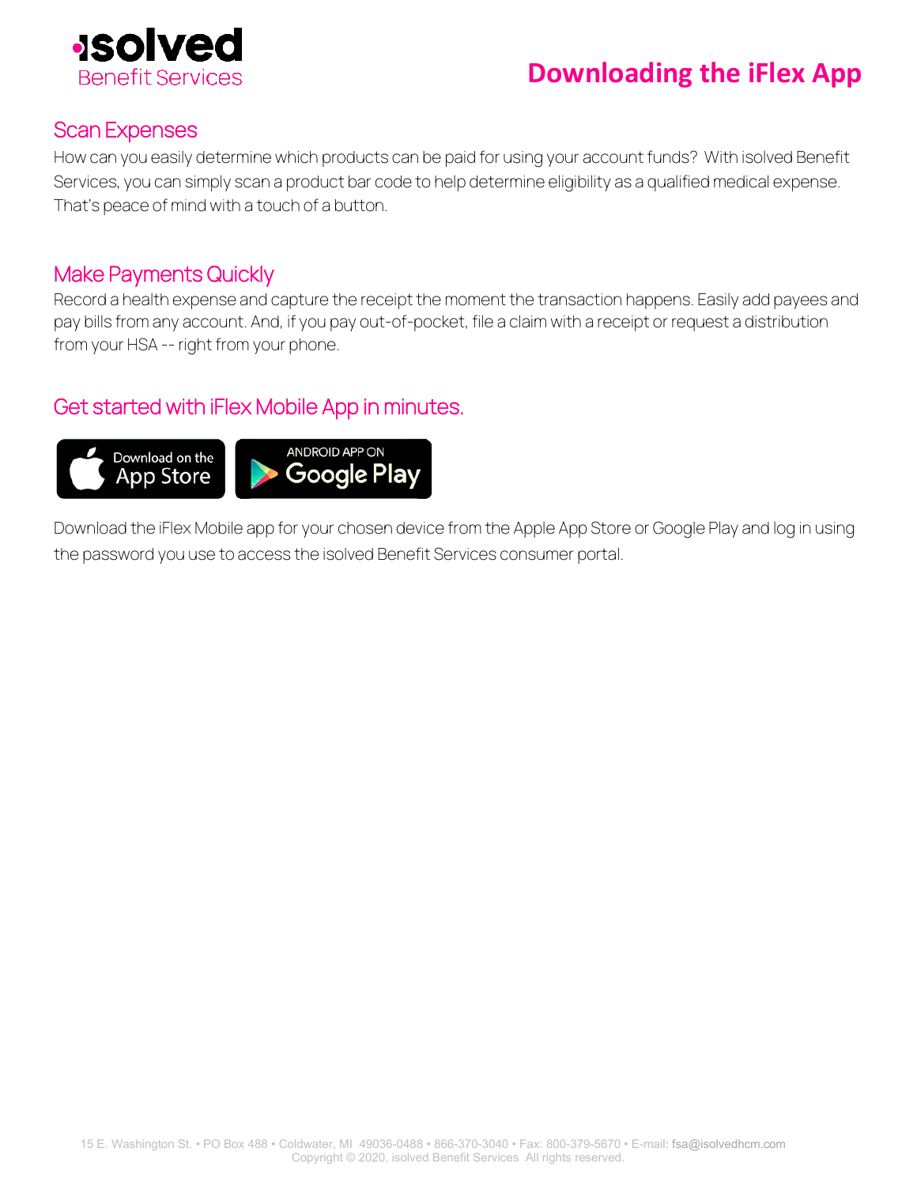# Downloading the iFlex App

## Scan Expenses

How can you easily determine which products can be paid for using your account funds? With isolved Benefit Services, you can simply scan a product bar code to help determine eligibility as a qualified medical expense. That's peace of mind with a touch of a button.

## Make Payments Quickly

Record a health expense and capture the receipt the moment the transaction happens. Easily add payees and pay bills from any account. And, if you pay out-of-pocket, file a claim with a receipt or request a distribution from your HSA -- right from your phone.

## Get started with iFlex Mobile App in minutes.

Download on the App Store

ANDROID APP ON Google Play

Download the iFlex Mobile app for your chosen device from the Apple App Store or Google Play and log in using the password you use to access the isolved Benefit Services consumer portal.